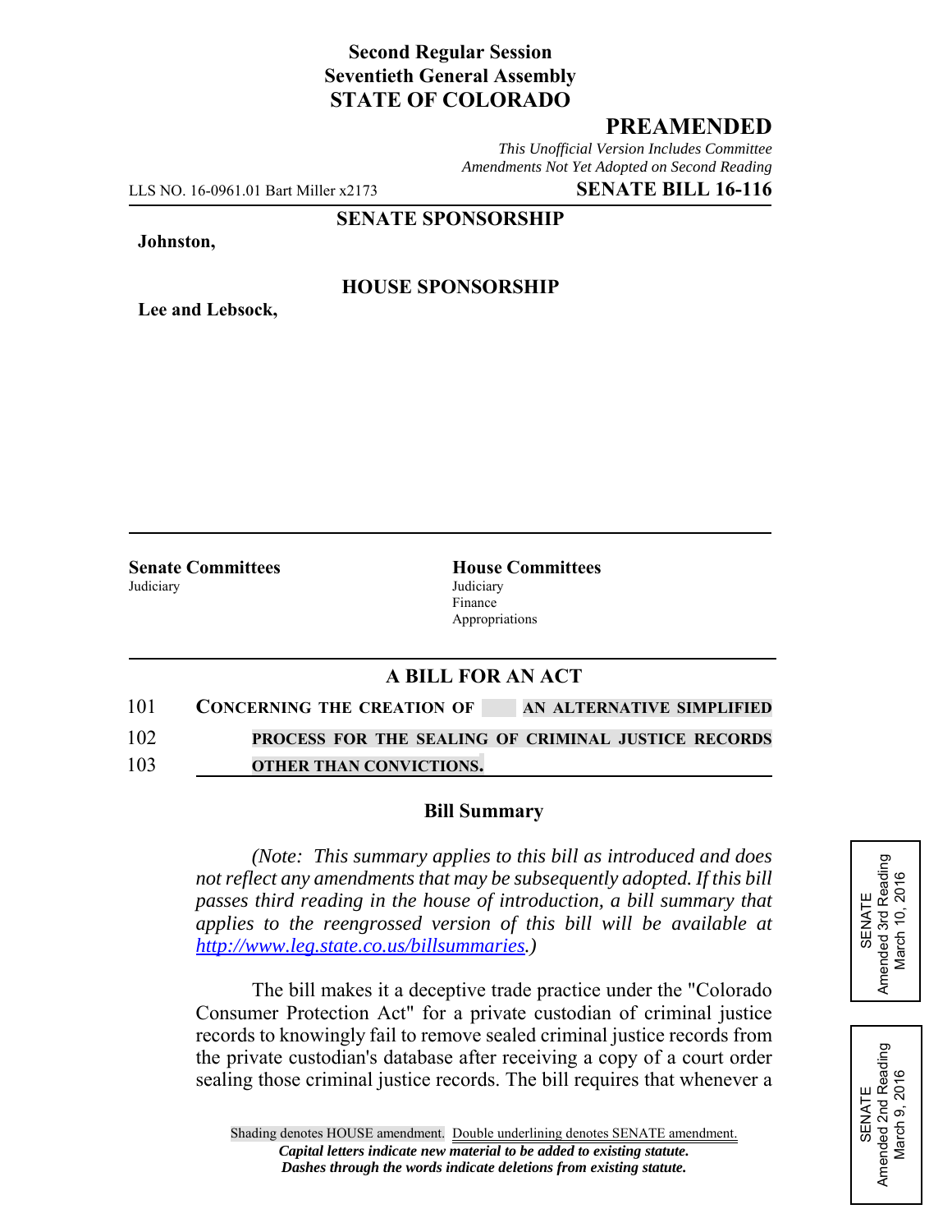**Second Regular Session**
**Seventieth General Assembly**
**STATE OF COLORADO**

## PREAMENDED

*This Unofficial Version Includes Committee Amendments Not Yet Adopted on Second Reading*

LLS NO. 16-0961.01 Bart Miller x2173 **SENATE BILL 16-116**

**SENATE SPONSORSHIP**

**Johnston,**

**HOUSE SPONSORSHIP**

**Lee and Lebsock,**

**Senate Committees**
Judiciary

**House Committees**
Judiciary
Finance
Appropriations

SENATE
Amended 3rd Reading
March 10, 2016

SENATE
Amended 2nd Reading
March 9, 2016

## A BILL FOR AN ACT

101 **CONCERNING THE CREATION OF AN ALTERNATIVE SIMPLIFIED**
102 **PROCESS FOR THE SEALING OF CRIMINAL JUSTICE RECORDS**
103 **OTHER THAN CONVICTIONS.**

### Bill Summary

*(Note: This summary applies to this bill as introduced and does not reflect any amendments that may be subsequently adopted. If this bill passes third reading in the house of introduction, a bill summary that applies to the reengrossed version of this bill will be available at http://www.leg.state.co.us/billsummaries.)*

The bill makes it a deceptive trade practice under the "Colorado Consumer Protection Act" for a private custodian of criminal justice records to knowingly fail to remove sealed criminal justice records from the private custodian's database after receiving a copy of a court order sealing those criminal justice records. The bill requires that whenever a

Shading denotes HOUSE amendment. Double underlining denotes SENATE amendment.
*Capital letters indicate new material to be added to existing statute.*
*Dashes through the words indicate deletions from existing statute.*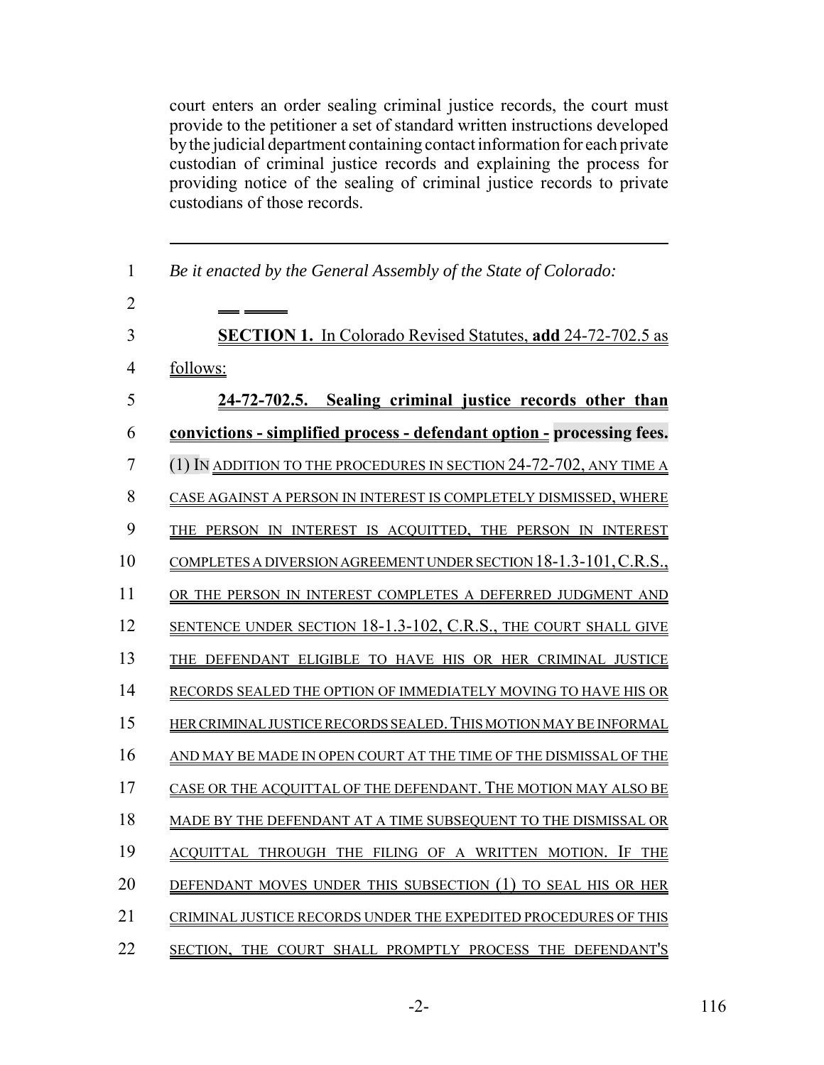court enters an order sealing criminal justice records, the court must provide to the petitioner a set of standard written instructions developed by the judicial department containing contact information for each private custodian of criminal justice records and explaining the process for providing notice of the sealing of criminal justice records to private custodians of those records.

---

1 *Be it enacted by the General Assembly of the State of Colorado:*

2

3 **SECTION 1.** In Colorado Revised Statutes, **add** 24-72-702.5 as

4 follows:

5 **24-72-702.5. Sealing criminal justice records other than**

6 **convictions - simplified process - defendant option - processing fees.**

7 (1) IN ADDITION TO THE PROCEDURES IN SECTION 24-72-702, ANY TIME A

8 CASE AGAINST A PERSON IN INTEREST IS COMPLETELY DISMISSED, WHERE

9 THE PERSON IN INTEREST IS ACQUITTED, THE PERSON IN INTEREST

10 COMPLETES A DIVERSION AGREEMENT UNDER SECTION 18-1.3-101, C.R.S.,

11 OR THE PERSON IN INTEREST COMPLETES A DEFERRED JUDGMENT AND

12 SENTENCE UNDER SECTION 18-1.3-102, C.R.S., THE COURT SHALL GIVE

13 THE DEFENDANT ELIGIBLE TO HAVE HIS OR HER CRIMINAL JUSTICE

14 RECORDS SEALED THE OPTION OF IMMEDIATELY MOVING TO HAVE HIS OR

15 HER CRIMINAL JUSTICE RECORDS SEALED. THIS MOTION MAY BE INFORMAL

16 AND MAY BE MADE IN OPEN COURT AT THE TIME OF THE DISMISSAL OF THE

17 CASE OR THE ACQUITTAL OF THE DEFENDANT. THE MOTION MAY ALSO BE

18 MADE BY THE DEFENDANT AT A TIME SUBSEQUENT TO THE DISMISSAL OR

19 ACQUITTAL THROUGH THE FILING OF A WRITTEN MOTION. IF THE

20 DEFENDANT MOVES UNDER THIS SUBSECTION (1) TO SEAL HIS OR HER

21 CRIMINAL JUSTICE RECORDS UNDER THE EXPEDITED PROCEDURES OF THIS

22 SECTION, THE COURT SHALL PROMPTLY PROCESS THE DEFENDANT'S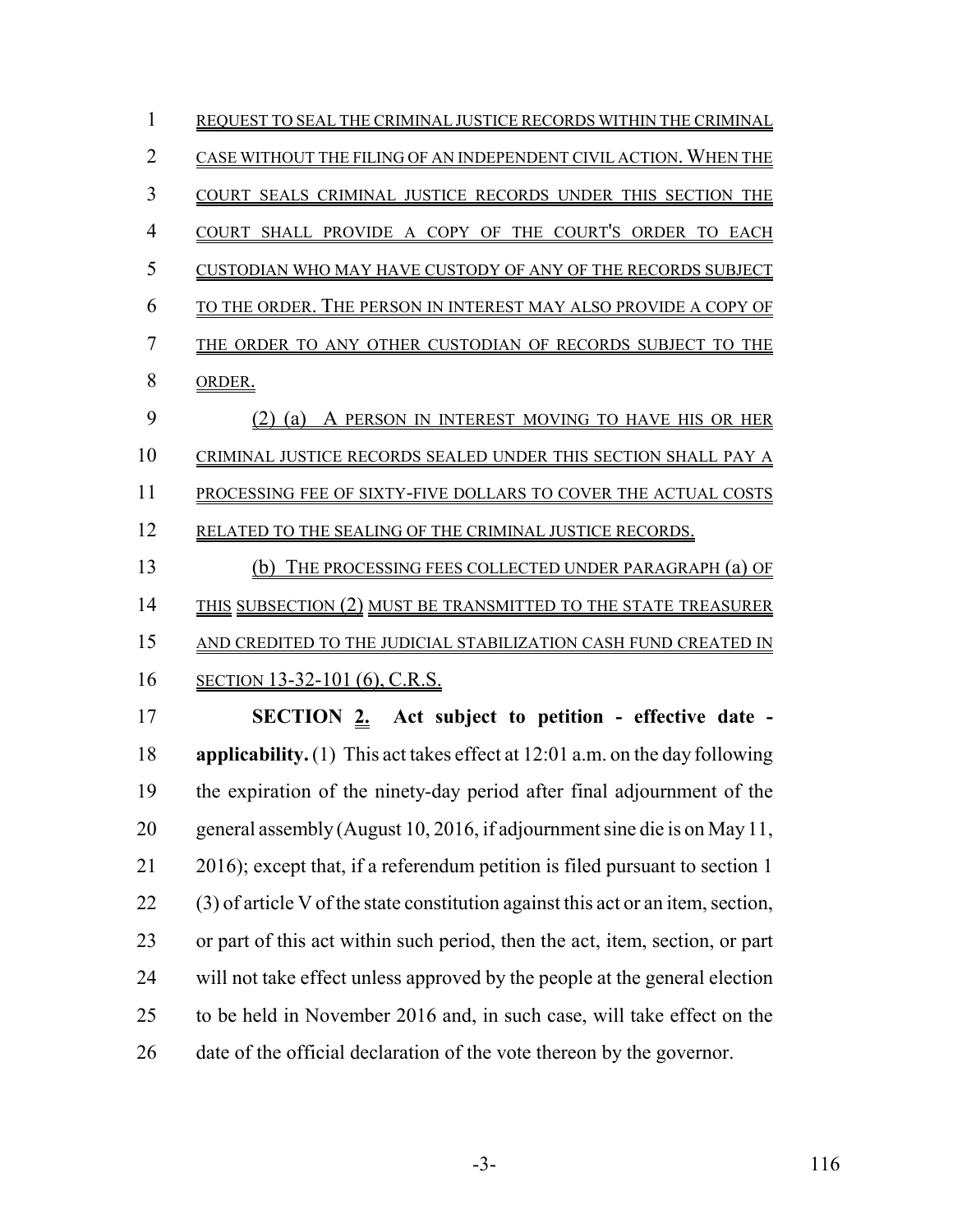REQUEST TO SEAL THE CRIMINAL JUSTICE RECORDS WITHIN THE CRIMINAL CASE WITHOUT THE FILING OF AN INDEPENDENT CIVIL ACTION. WHEN THE COURT SEALS CRIMINAL JUSTICE RECORDS UNDER THIS SECTION THE COURT SHALL PROVIDE A COPY OF THE COURT'S ORDER TO EACH CUSTODIAN WHO MAY HAVE CUSTODY OF ANY OF THE RECORDS SUBJECT TO THE ORDER. THE PERSON IN INTEREST MAY ALSO PROVIDE A COPY OF THE ORDER TO ANY OTHER CUSTODIAN OF RECORDS SUBJECT TO THE ORDER.

(2) (a) A PERSON IN INTEREST MOVING TO HAVE HIS OR HER CRIMINAL JUSTICE RECORDS SEALED UNDER THIS SECTION SHALL PAY A PROCESSING FEE OF SIXTY-FIVE DOLLARS TO COVER THE ACTUAL COSTS RELATED TO THE SEALING OF THE CRIMINAL JUSTICE RECORDS.

(b) THE PROCESSING FEES COLLECTED UNDER PARAGRAPH (a) OF THIS SUBSECTION (2) MUST BE TRANSMITTED TO THE STATE TREASURER AND CREDITED TO THE JUDICIAL STABILIZATION CASH FUND CREATED IN SECTION 13-32-101 (6), C.R.S.

**SECTION 2. Act subject to petition - effective date - applicability.** (1) This act takes effect at 12:01 a.m. on the day following the expiration of the ninety-day period after final adjournment of the general assembly (August 10, 2016, if adjournment sine die is on May 11, 2016); except that, if a referendum petition is filed pursuant to section 1 (3) of article V of the state constitution against this act or an item, section, or part of this act within such period, then the act, item, section, or part will not take effect unless approved by the people at the general election to be held in November 2016 and, in such case, will take effect on the date of the official declaration of the vote thereon by the governor.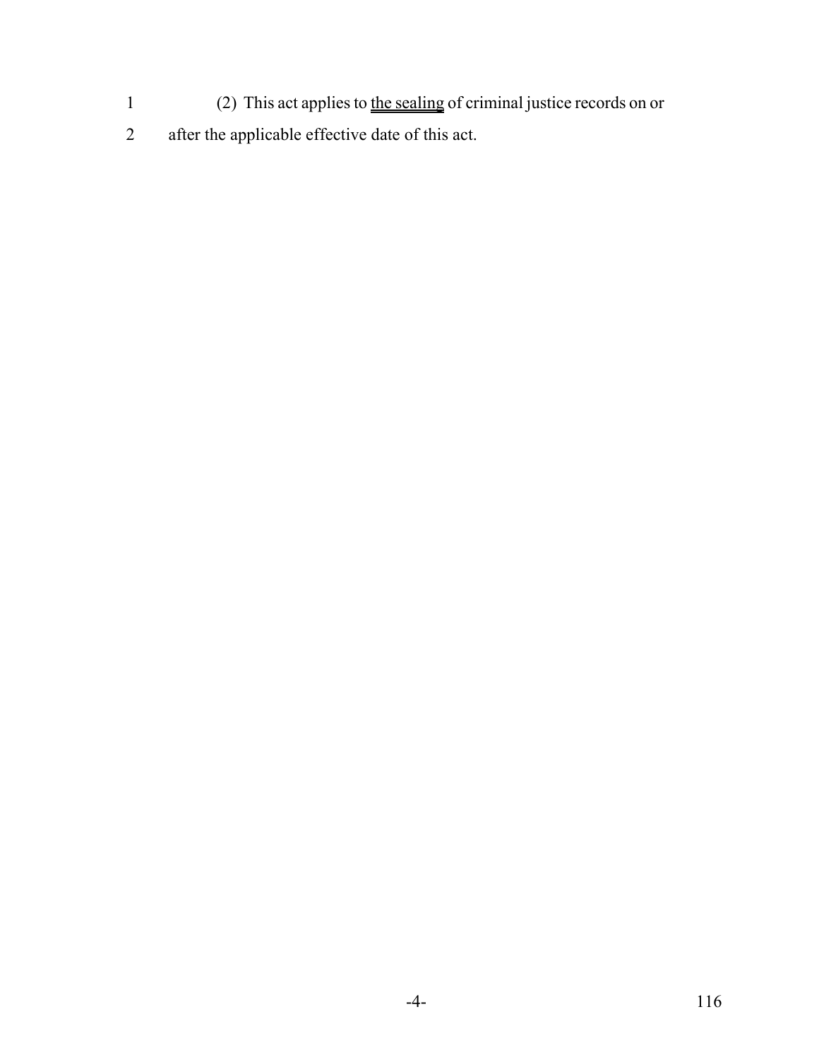(2) This act applies to the sealing of criminal justice records on or after the applicable effective date of this act.